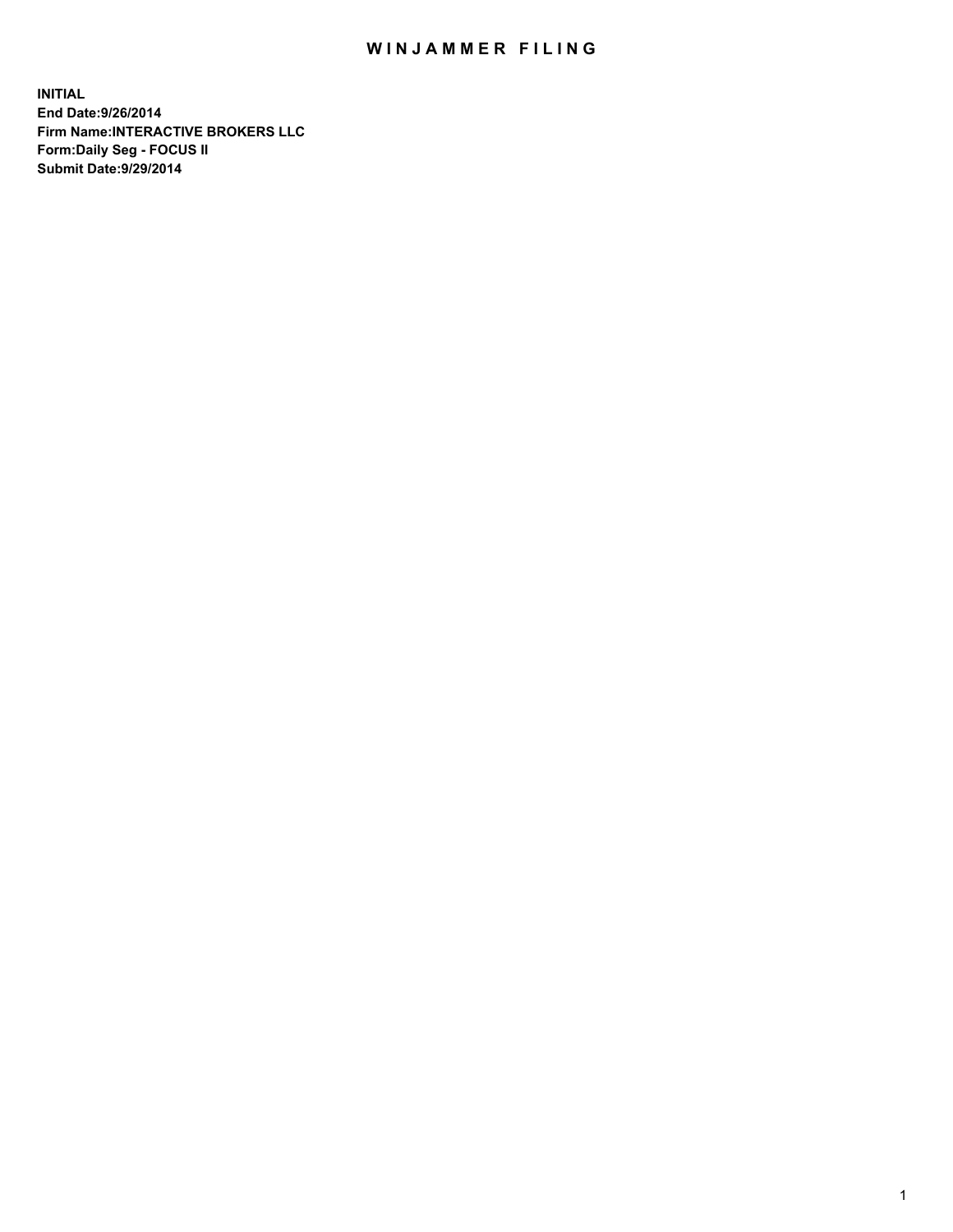# WINJAMMER FILING

**INITIAL**
**End Date:9/26/2014**
**Firm Name:INTERACTIVE BROKERS LLC**
**Form:Daily Seg - FOCUS II**
**Submit Date:9/29/2014**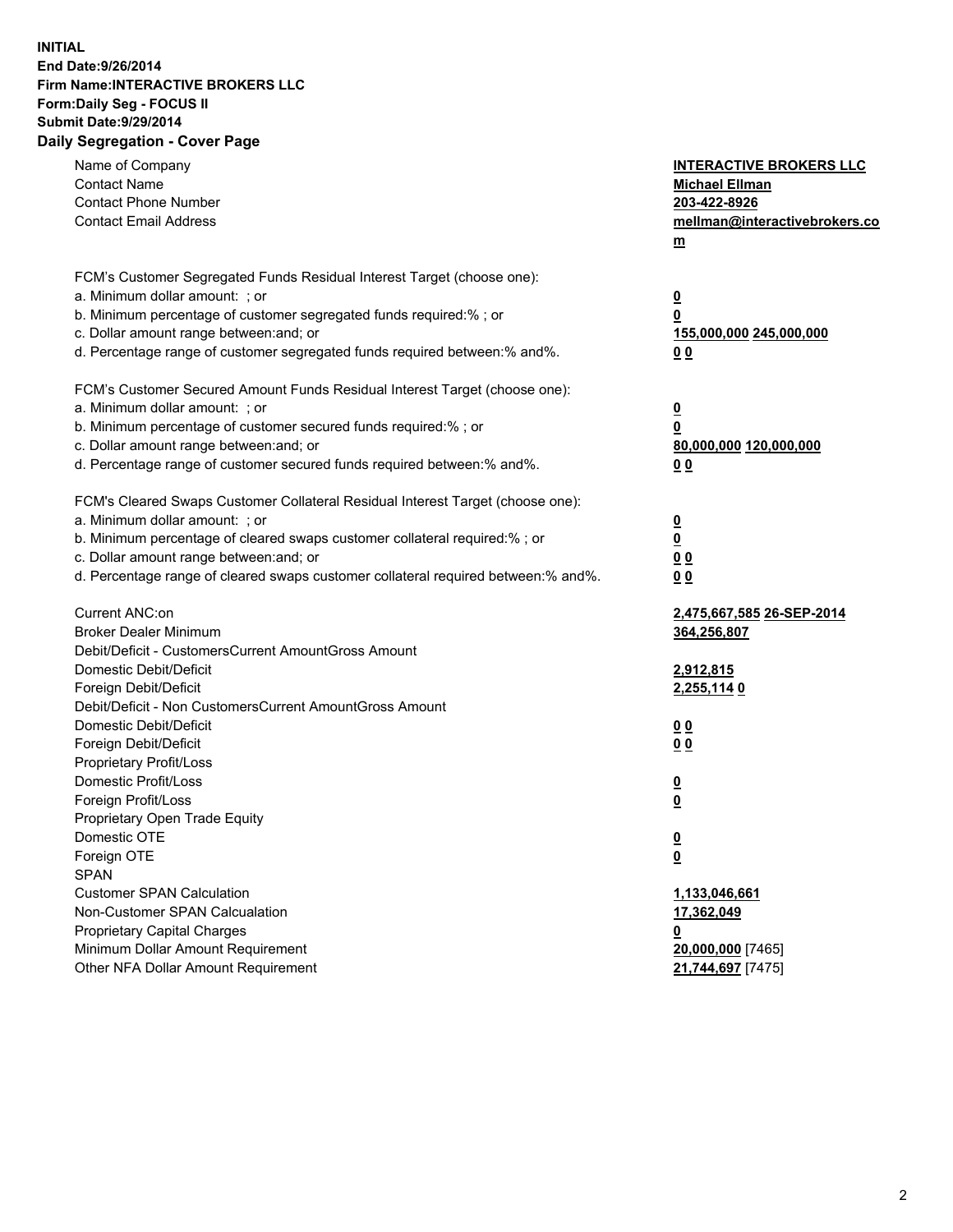**INITIAL**
**End Date:9/26/2014**
**Firm Name:INTERACTIVE BROKERS LLC**
**Form:Daily Seg - FOCUS II**
**Submit Date:9/29/2014**
**Daily Segregation - Cover Page**

| | |
|---|---|
| Name of Company | **INTERACTIVE BROKERS LLC** |
| Contact Name | **Michael Ellman** |
| Contact Phone Number | **203-422-8926** |
| Contact Email Address | **mellman@interactivebrokers.com** |
| FCM's Customer Segregated Funds Residual Interest Target (choose one): | |
| a. Minimum dollar amount: ; or | **0** |
| b. Minimum percentage of customer segregated funds required:% ; or | **0** |
| c. Dollar amount range between:and; or | **155,000,000 245,000,000** |
| d. Percentage range of customer segregated funds required between:% and%. | **0 0** |
| FCM's Customer Secured Amount Funds Residual Interest Target (choose one): | |
| a. Minimum dollar amount: ; or | **0** |
| b. Minimum percentage of customer secured funds required:% ; or | **0** |
| c. Dollar amount range between:and; or | **80,000,000 120,000,000** |
| d. Percentage range of customer secured funds required between:% and%. | **0 0** |
| FCM's Cleared Swaps Customer Collateral Residual Interest Target (choose one): | |
| a. Minimum dollar amount: ; or | **0** |
| b. Minimum percentage of cleared swaps customer collateral required:% ; or | **0** |
| c. Dollar amount range between:and; or | **0 0** |
| d. Percentage range of cleared swaps customer collateral required between:% and%. | **0 0** |
| Current ANC:on | **2,475,667,585 26-SEP-2014** |
| Broker Dealer Minimum | **364,256,807** |
| Debit/Deficit - CustomersCurrent AmountGross Amount | |
| Domestic Debit/Deficit | **2,912,815** |
| Foreign Debit/Deficit | **2,255,114 0** |
| Debit/Deficit - Non CustomersCurrent AmountGross Amount | |
| Domestic Debit/Deficit | **0 0** |
| Foreign Debit/Deficit | **0 0** |
| Proprietary Profit/Loss | |
| Domestic Profit/Loss | **0** |
| Foreign Profit/Loss | **0** |
| Proprietary Open Trade Equity | |
| Domestic OTE | **0** |
| Foreign OTE | **0** |
| SPAN | |
| Customer SPAN Calculation | **1,133,046,661** |
| Non-Customer SPAN Calcualation | **17,362,049** |
| Proprietary Capital Charges | **0** |
| Minimum Dollar Amount Requirement | **20,000,000** [7465] |
| Other NFA Dollar Amount Requirement | **21,744,697** [7475] |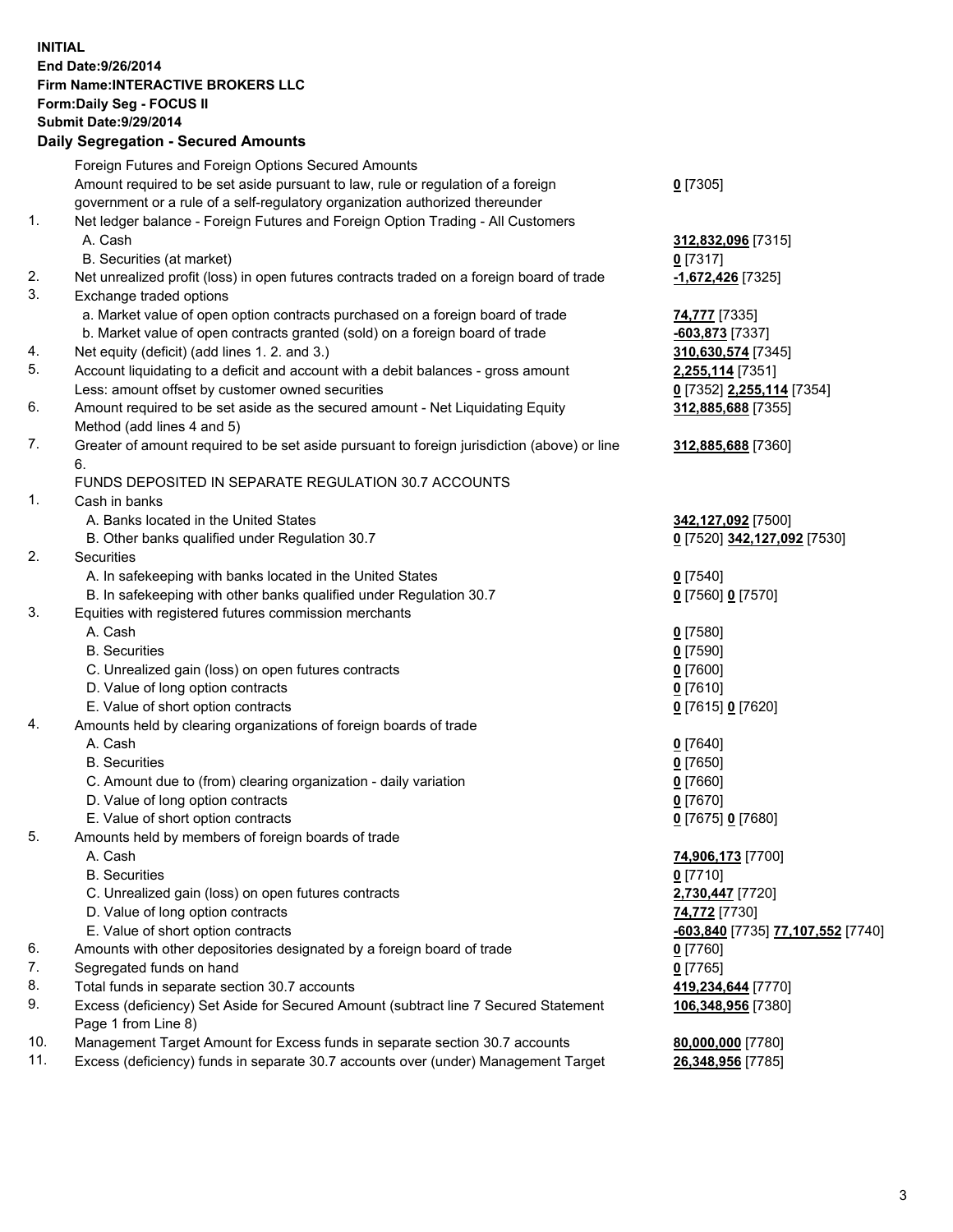**INITIAL**
**End Date:9/26/2014**
**Firm Name:INTERACTIVE BROKERS LLC**
**Form:Daily Seg - FOCUS II**
**Submit Date:9/29/2014**

## Daily Segregation - Secured Amounts

| | | |
|---|---|---|
| | Foreign Futures and Foreign Options Secured Amounts | |
| | Amount required to be set aside pursuant to law, rule or regulation of a foreign government or a rule of a self-regulatory organization authorized thereunder | **0** [7305] |
| 1. | Net ledger balance - Foreign Futures and Foreign Option Trading - All Customers | |
| | A. Cash | **312,832,096** [7315] |
| | B. Securities (at market) | **0** [7317] |
| 2. | Net unrealized profit (loss) in open futures contracts traded on a foreign board of trade | **-1,672,426** [7325] |
| 3. | Exchange traded options | |
| | a. Market value of open option contracts purchased on a foreign board of trade | **74,777** [7335] |
| | b. Market value of open contracts granted (sold) on a foreign board of trade | **-603,873** [7337] |
| 4. | Net equity (deficit) (add lines 1. 2. and 3.) | **310,630,574** [7345] |
| 5. | Account liquidating to a deficit and account with a debit balances - gross amount | **2,255,114** [7351] |
| | Less: amount offset by customer owned securities | **0** [7352] **2,255,114** [7354] |
| 6. | Amount required to be set aside as the secured amount - Net Liquidating Equity Method (add lines 4 and 5) | **312,885,688** [7355] |
| 7. | Greater of amount required to be set aside pursuant to foreign jurisdiction (above) or line 6. | **312,885,688** [7360] |
| | FUNDS DEPOSITED IN SEPARATE REGULATION 30.7 ACCOUNTS | |
| 1. | Cash in banks | |
| | A. Banks located in the United States | **342,127,092** [7500] |
| | B. Other banks qualified under Regulation 30.7 | **0** [7520] **342,127,092** [7530] |
| 2. | Securities | |
| | A. In safekeeping with banks located in the United States | **0** [7540] |
| | B. In safekeeping with other banks qualified under Regulation 30.7 | **0** [7560] **0** [7570] |
| 3. | Equities with registered futures commission merchants | |
| | A. Cash | **0** [7580] |
| | B. Securities | **0** [7590] |
| | C. Unrealized gain (loss) on open futures contracts | **0** [7600] |
| | D. Value of long option contracts | **0** [7610] |
| | E. Value of short option contracts | **0** [7615] **0** [7620] |
| 4. | Amounts held by clearing organizations of foreign boards of trade | |
| | A. Cash | **0** [7640] |
| | B. Securities | **0** [7650] |
| | C. Amount due to (from) clearing organization - daily variation | **0** [7660] |
| | D. Value of long option contracts | **0** [7670] |
| | E. Value of short option contracts | **0** [7675] **0** [7680] |
| 5. | Amounts held by members of foreign boards of trade | |
| | A. Cash | **74,906,173** [7700] |
| | B. Securities | **0** [7710] |
| | C. Unrealized gain (loss) on open futures contracts | **2,730,447** [7720] |
| | D. Value of long option contracts | **74,772** [7730] |
| | E. Value of short option contracts | **-603,840** [7735] **77,107,552** [7740] |
| 6. | Amounts with other depositories designated by a foreign board of trade | **0** [7760] |
| 7. | Segregated funds on hand | **0** [7765] |
| 8. | Total funds in separate section 30.7 accounts | **419,234,644** [7770] |
| 9. | Excess (deficiency) Set Aside for Secured Amount (subtract line 7 Secured Statement Page 1 from Line 8) | **106,348,956** [7380] |
| 10. | Management Target Amount for Excess funds in separate section 30.7 accounts | **80,000,000** [7780] |
| 11. | Excess (deficiency) funds in separate 30.7 accounts over (under) Management Target | **26,348,956** [7785] |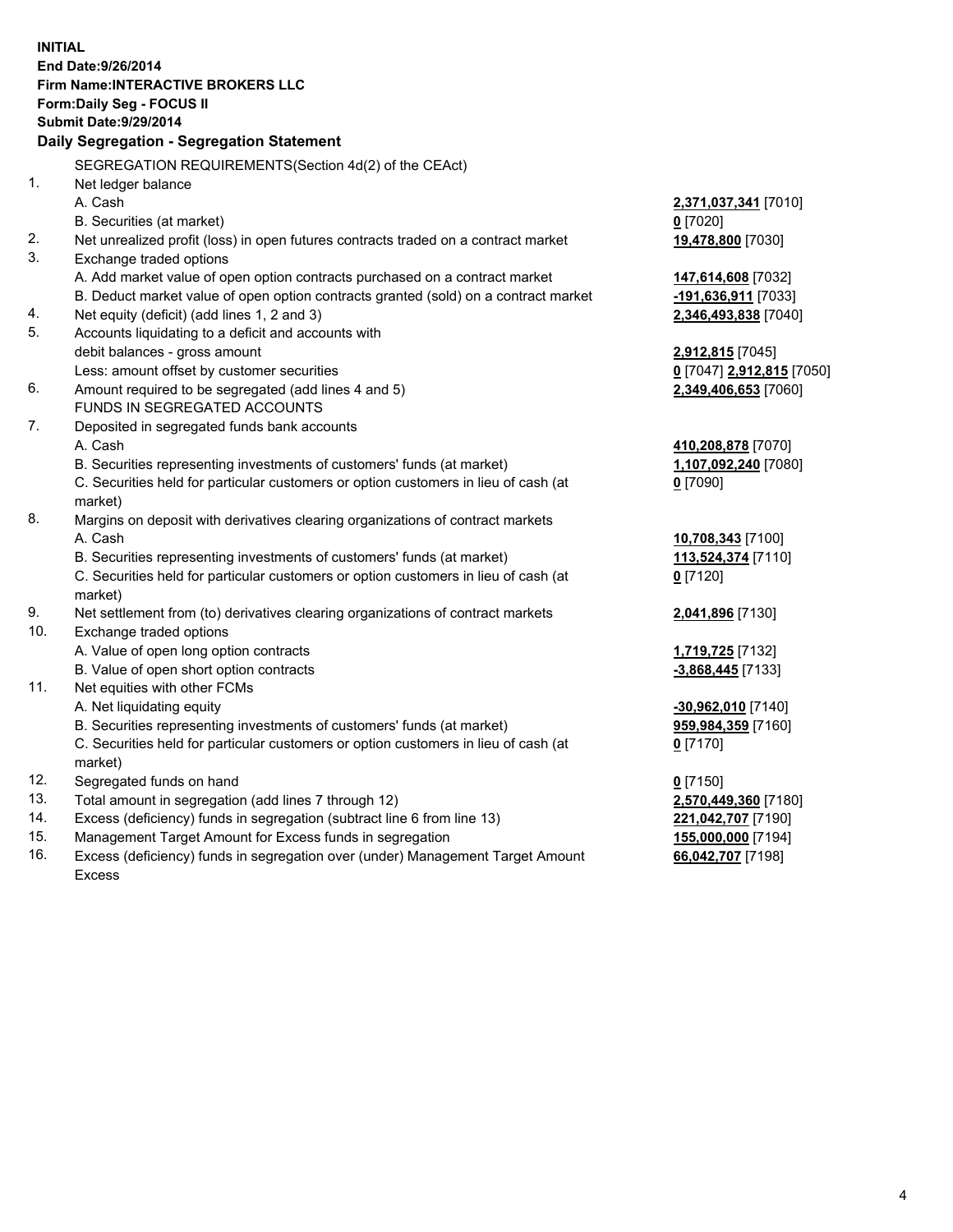**INITIAL**
**End Date:9/26/2014**
**Firm Name:INTERACTIVE BROKERS LLC**
**Form:Daily Seg - FOCUS II**
**Submit Date:9/29/2014**
**Daily Segregation - Segregation Statement**

SEGREGATION REQUIREMENTS(Section 4d(2) of the CEAct)

| | | |
|---|---|---|
| 1. | Net ledger balance | |
| | A. Cash | **2,371,037,341** [7010] |
| | B. Securities (at market) | **0** [7020] |
| 2. | Net unrealized profit (loss) in open futures contracts traded on a contract market | **19,478,800** [7030] |
| 3. | Exchange traded options | |
| | A. Add market value of open option contracts purchased on a contract market | **147,614,608** [7032] |
| | B. Deduct market value of open option contracts granted (sold) on a contract market | **-191,636,911** [7033] |
| 4. | Net equity (deficit) (add lines 1, 2 and 3) | **2,346,493,838** [7040] |
| 5. | Accounts liquidating to a deficit and accounts with debit balances - gross amount | **2,912,815** [7045] |
| | Less: amount offset by customer securities | **0** [7047] **2,912,815** [7050] |
| 6. | Amount required to be segregated (add lines 4 and 5) | **2,349,406,653** [7060] |
| | FUNDS IN SEGREGATED ACCOUNTS | |
| 7. | Deposited in segregated funds bank accounts | |
| | A. Cash | **410,208,878** [7070] |
| | B. Securities representing investments of customers' funds (at market) | **1,107,092,240** [7080] |
| | C. Securities held for particular customers or option customers in lieu of cash (at market) | **0** [7090] |
| 8. | Margins on deposit with derivatives clearing organizations of contract markets | |
| | A. Cash | **10,708,343** [7100] |
| | B. Securities representing investments of customers' funds (at market) | **113,524,374** [7110] |
| | C. Securities held for particular customers or option customers in lieu of cash (at market) | **0** [7120] |
| 9. | Net settlement from (to) derivatives clearing organizations of contract markets | **2,041,896** [7130] |
| 10. | Exchange traded options | |
| | A. Value of open long option contracts | **1,719,725** [7132] |
| | B. Value of open short option contracts | **-3,868,445** [7133] |
| 11. | Net equities with other FCMs | |
| | A. Net liquidating equity | **-30,962,010** [7140] |
| | B. Securities representing investments of customers' funds (at market) | **959,984,359** [7160] |
| | C. Securities held for particular customers or option customers in lieu of cash (at market) | **0** [7170] |
| 12. | Segregated funds on hand | **0** [7150] |
| 13. | Total amount in segregation (add lines 7 through 12) | **2,570,449,360** [7180] |
| 14. | Excess (deficiency) funds in segregation (subtract line 6 from line 13) | **221,042,707** [7190] |
| 15. | Management Target Amount for Excess funds in segregation | **155,000,000** [7194] |
| 16. | Excess (deficiency) funds in segregation over (under) Management Target Amount Excess | **66,042,707** [7198] |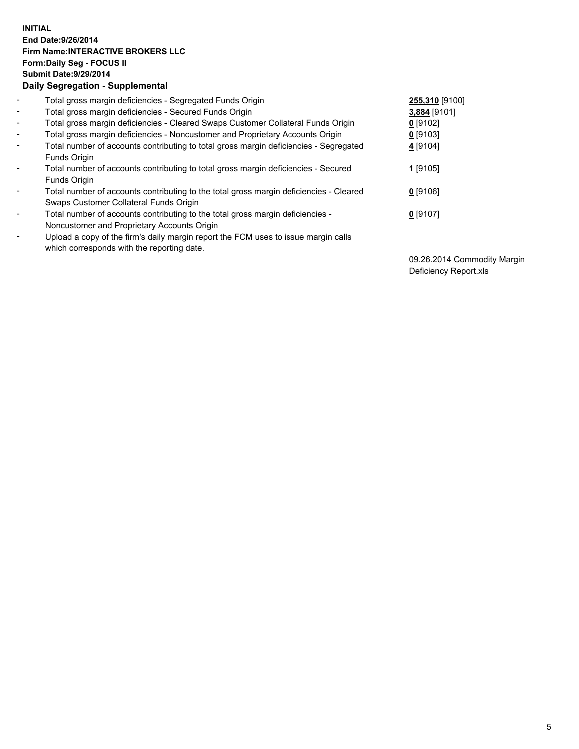**INITIAL**
**End Date:9/26/2014**
**Firm Name:INTERACTIVE BROKERS LLC**
**Form:Daily Seg - FOCUS II**
**Submit Date:9/29/2014**
**Daily Segregation - Supplemental**

| | | |
|---|---|---|
| - | Total gross margin deficiencies - Segregated Funds Origin | **255,310** [9100] |
| - | Total gross margin deficiencies - Secured Funds Origin | **3,884** [9101] |
| - | Total gross margin deficiencies - Cleared Swaps Customer Collateral Funds Origin | **0** [9102] |
| - | Total gross margin deficiencies - Noncustomer and Proprietary Accounts Origin | **0** [9103] |
| - | Total number of accounts contributing to total gross margin deficiencies - Segregated Funds Origin | **4** [9104] |
| - | Total number of accounts contributing to total gross margin deficiencies - Secured Funds Origin | **1** [9105] |
| - | Total number of accounts contributing to the total gross margin deficiencies - Cleared Swaps Customer Collateral Funds Origin | **0** [9106] |
| - | Total number of accounts contributing to the total gross margin deficiencies - Noncustomer and Proprietary Accounts Origin | **0** [9107] |
| - | Upload a copy of the firm's daily margin report the FCM uses to issue margin calls which corresponds with the reporting date. | 09.26.2014 Commodity Margin Deficiency Report.xls |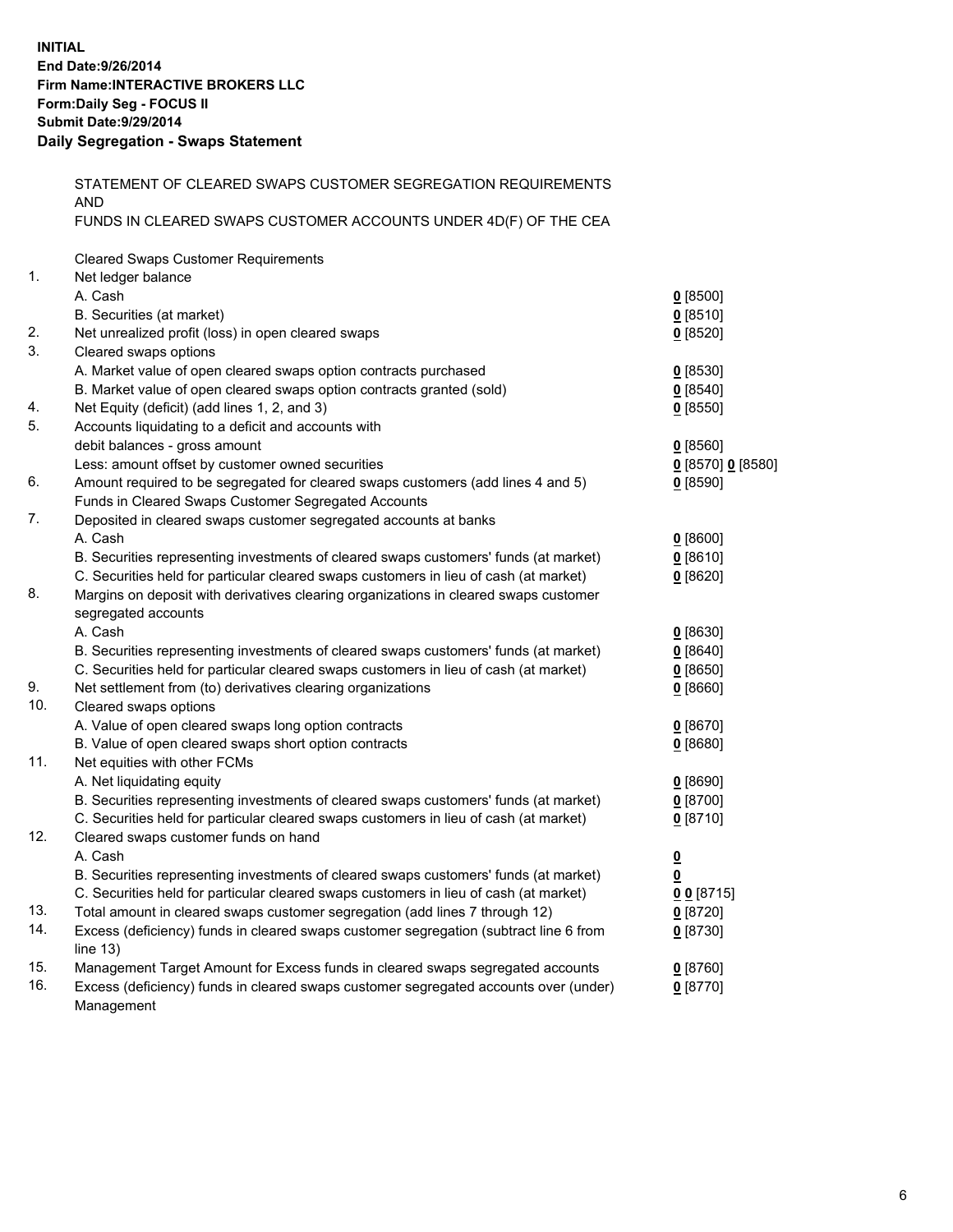**INITIAL**
**End Date:9/26/2014**
**Firm Name:INTERACTIVE BROKERS LLC**
**Form:Daily Seg - FOCUS II**
**Submit Date:9/29/2014**
**Daily Segregation - Swaps Statement**

STATEMENT OF CLEARED SWAPS CUSTOMER SEGREGATION REQUIREMENTS
AND
FUNDS IN CLEARED SWAPS CUSTOMER ACCOUNTS UNDER 4D(F) OF THE CEA

| | | |
|---|---|---|
| | Cleared Swaps Customer Requirements | |
| 1. | Net ledger balance | |
| | A. Cash | 0 [8500] |
| | B. Securities (at market) | 0 [8510] |
| 2. | Net unrealized profit (loss) in open cleared swaps | 0 [8520] |
| 3. | Cleared swaps options | |
| | A. Market value of open cleared swaps option contracts purchased | 0 [8530] |
| | B. Market value of open cleared swaps option contracts granted (sold) | 0 [8540] |
| 4. | Net Equity (deficit) (add lines 1, 2, and 3) | 0 [8550] |
| 5. | Accounts liquidating to a deficit and accounts with | |
| | debit balances - gross amount | 0 [8560] |
| | Less: amount offset by customer owned securities | 0 [8570] 0 [8580] |
| 6. | Amount required to be segregated for cleared swaps customers (add lines 4 and 5) | 0 [8590] |
| | Funds in Cleared Swaps Customer Segregated Accounts | |
| 7. | Deposited in cleared swaps customer segregated accounts at banks | |
| | A. Cash | 0 [8600] |
| | B. Securities representing investments of cleared swaps customers' funds (at market) | 0 [8610] |
| | C. Securities held for particular cleared swaps customers in lieu of cash (at market) | 0 [8620] |
| 8. | Margins on deposit with derivatives clearing organizations in cleared swaps customer segregated accounts | |
| | A. Cash | 0 [8630] |
| | B. Securities representing investments of cleared swaps customers' funds (at market) | 0 [8640] |
| | C. Securities held for particular cleared swaps customers in lieu of cash (at market) | 0 [8650] |
| 9. | Net settlement from (to) derivatives clearing organizations | 0 [8660] |
| 10. | Cleared swaps options | |
| | A. Value of open cleared swaps long option contracts | 0 [8670] |
| | B. Value of open cleared swaps short option contracts | 0 [8680] |
| 11. | Net equities with other FCMs | |
| | A. Net liquidating equity | 0 [8690] |
| | B. Securities representing investments of cleared swaps customers' funds (at market) | 0 [8700] |
| | C. Securities held for particular cleared swaps customers in lieu of cash (at market) | 0 [8710] |
| 12. | Cleared swaps customer funds on hand | |
| | A. Cash | 0 |
| | B. Securities representing investments of cleared swaps customers' funds (at market) | 0 |
| | C. Securities held for particular cleared swaps customers in lieu of cash (at market) | 0 0 [8715] |
| 13. | Total amount in cleared swaps customer segregation (add lines 7 through 12) | 0 [8720] |
| 14. | Excess (deficiency) funds in cleared swaps customer segregation (subtract line 6 from line 13) | 0 [8730] |
| 15. | Management Target Amount for Excess funds in cleared swaps segregated accounts | 0 [8760] |
| 16. | Excess (deficiency) funds in cleared swaps customer segregated accounts over (under) Management | 0 [8770] |